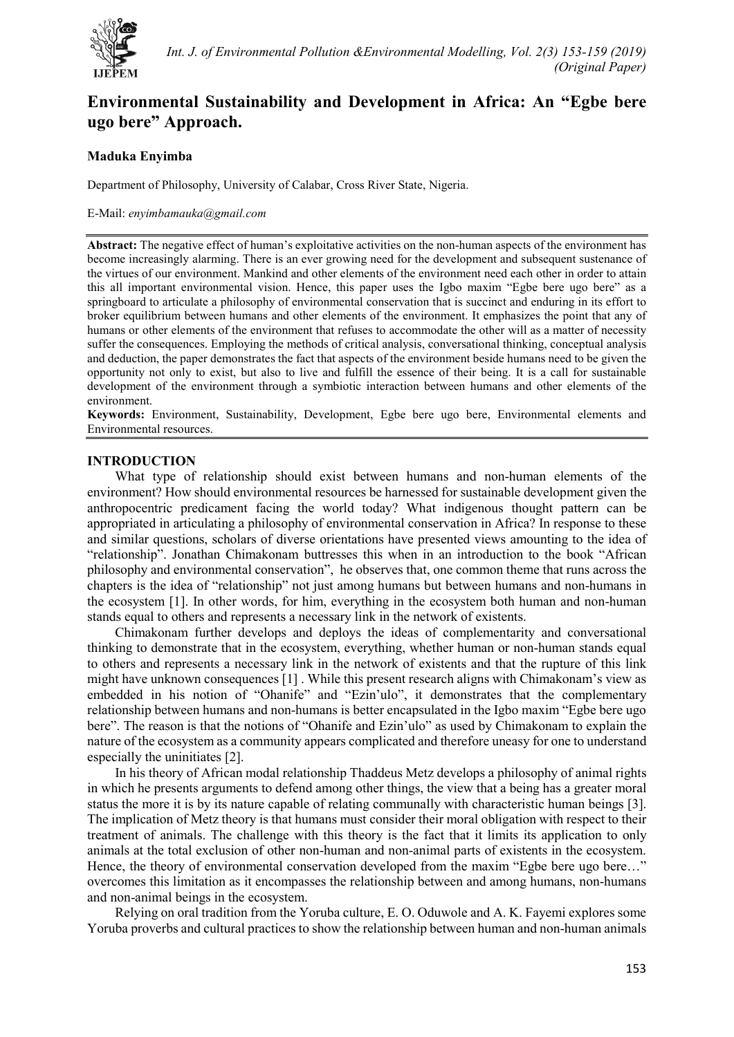# Environmental Sustainability and Development in Africa: An "Egbe bere ugo bere" Approach.

**Maduka Enyimba**

Department of Philosophy, University of Calabar, Cross River State, Nigeria.

E-Mail: *enyimbamauka@gmail.com*

**Abstract:** The negative effect of human's exploitative activities on the non-human aspects of the environment has become increasingly alarming. There is an ever growing need for the development and subsequent sustenance of the virtues of our environment. Mankind and other elements of the environment need each other in order to attain this all important environmental vision. Hence, this paper uses the Igbo maxim "Egbe bere ugo bere" as a springboard to articulate a philosophy of environmental conservation that is succinct and enduring in its effort to broker equilibrium between humans and other elements of the environment. It emphasizes the point that any of humans or other elements of the environment that refuses to accommodate the other will as a matter of necessity suffer the consequences. Employing the methods of critical analysis, conversational thinking, conceptual analysis and deduction, the paper demonstrates the fact that aspects of the environment beside humans need to be given the opportunity not only to exist, but also to live and fulfill the essence of their being. It is a call for sustainable development of the environment through a symbiotic interaction between humans and other elements of the environment.

**Keywords:** Environment, Sustainability, Development, Egbe bere ugo bere, Environmental elements and Environmental resources.

## INTRODUCTION

What type of relationship should exist between humans and non-human elements of the environment? How should environmental resources be harnessed for sustainable development given the anthropocentric predicament facing the world today? What indigenous thought pattern can be appropriated in articulating a philosophy of environmental conservation in Africa? In response to these and similar questions, scholars of diverse orientations have presented views amounting to the idea of "relationship". Jonathan Chimakonam buttresses this when in an introduction to the book "African philosophy and environmental conservation", he observes that, one common theme that runs across the chapters is the idea of "relationship" not just among humans but between humans and non-humans in the ecosystem [1]. In other words, for him, everything in the ecosystem both human and non-human stands equal to others and represents a necessary link in the network of existents.

Chimakonam further develops and deploys the ideas of complementarity and conversational thinking to demonstrate that in the ecosystem, everything, whether human or non-human stands equal to others and represents a necessary link in the network of existents and that the rupture of this link might have unknown consequences [1] . While this present research aligns with Chimakonam's view as embedded in his notion of "Ohanife" and "Ezin'ulo", it demonstrates that the complementary relationship between humans and non-humans is better encapsulated in the Igbo maxim "Egbe bere ugo bere". The reason is that the notions of "Ohanife and Ezin'ulo" as used by Chimakonam to explain the nature of the ecosystem as a community appears complicated and therefore uneasy for one to understand especially the uninitiates [2].

In his theory of African modal relationship Thaddeus Metz develops a philosophy of animal rights in which he presents arguments to defend among other things, the view that a being has a greater moral status the more it is by its nature capable of relating communally with characteristic human beings [3]. The implication of Metz theory is that humans must consider their moral obligation with respect to their treatment of animals. The challenge with this theory is the fact that it limits its application to only animals at the total exclusion of other non-human and non-animal parts of existents in the ecosystem. Hence, the theory of environmental conservation developed from the maxim "Egbe bere ugo bere…" overcomes this limitation as it encompasses the relationship between and among humans, non-humans and non-animal beings in the ecosystem.

Relying on oral tradition from the Yoruba culture, E. O. Oduwole and A. K. Fayemi explores some Yoruba proverbs and cultural practices to show the relationship between human and non-human animals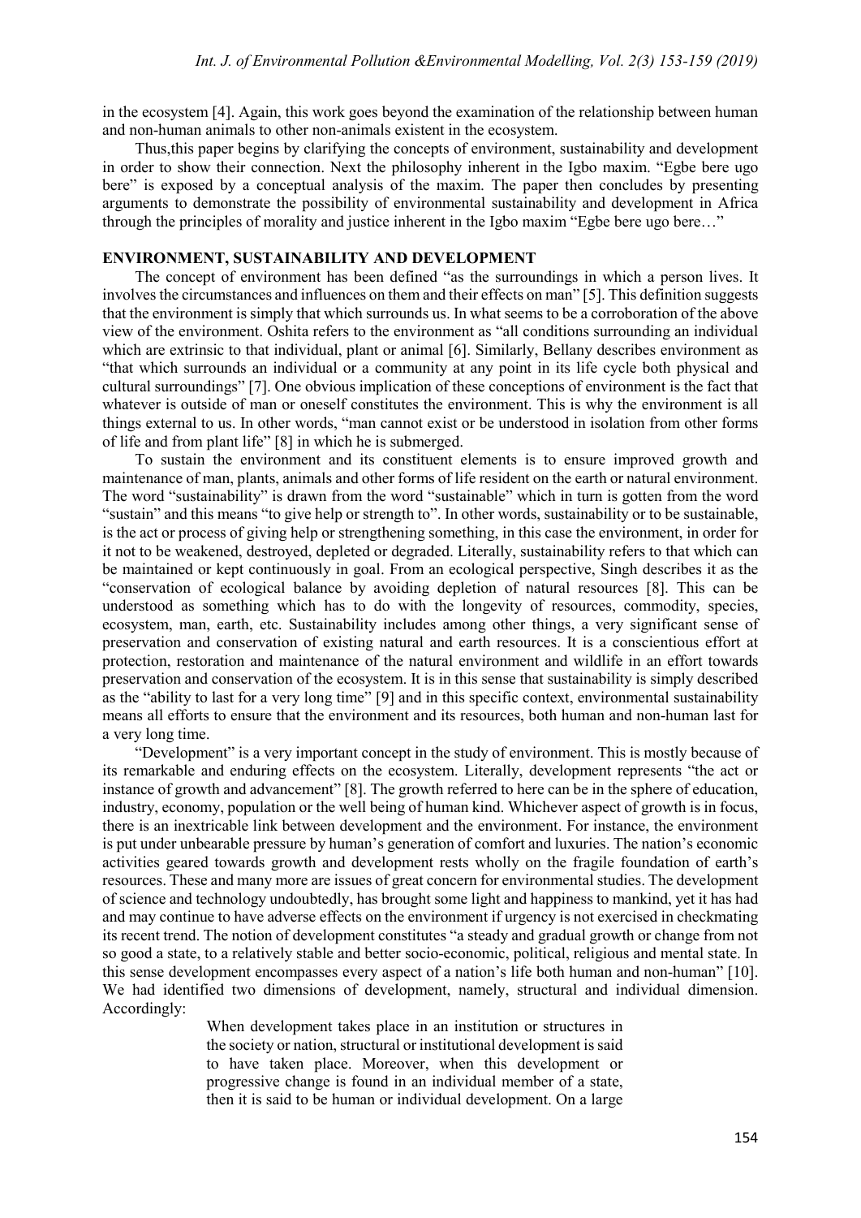in the ecosystem [4]. Again, this work goes beyond the examination of the relationship between human and non-human animals to other non-animals existent in the ecosystem.

Thus,this paper begins by clarifying the concepts of environment, sustainability and development in order to show their connection. Next the philosophy inherent in the Igbo maxim. "Egbe bere ugo bere" is exposed by a conceptual analysis of the maxim. The paper then concludes by presenting arguments to demonstrate the possibility of environmental sustainability and development in Africa through the principles of morality and justice inherent in the Igbo maxim "Egbe bere ugo bere…"

## ENVIRONMENT, SUSTAINABILITY AND DEVELOPMENT

The concept of environment has been defined "as the surroundings in which a person lives. It involves the circumstances and influences on them and their effects on man" [5]. This definition suggests that the environment is simply that which surrounds us. In what seems to be a corroboration of the above view of the environment. Oshita refers to the environment as "all conditions surrounding an individual which are extrinsic to that individual, plant or animal [6]. Similarly, Bellany describes environment as "that which surrounds an individual or a community at any point in its life cycle both physical and cultural surroundings" [7]. One obvious implication of these conceptions of environment is the fact that whatever is outside of man or oneself constitutes the environment. This is why the environment is all things external to us. In other words, "man cannot exist or be understood in isolation from other forms of life and from plant life" [8] in which he is submerged.

To sustain the environment and its constituent elements is to ensure improved growth and maintenance of man, plants, animals and other forms of life resident on the earth or natural environment. The word "sustainability" is drawn from the word "sustainable" which in turn is gotten from the word "sustain" and this means "to give help or strength to". In other words, sustainability or to be sustainable, is the act or process of giving help or strengthening something, in this case the environment, in order for it not to be weakened, destroyed, depleted or degraded. Literally, sustainability refers to that which can be maintained or kept continuously in goal. From an ecological perspective, Singh describes it as the "conservation of ecological balance by avoiding depletion of natural resources [8]. This can be understood as something which has to do with the longevity of resources, commodity, species, ecosystem, man, earth, etc. Sustainability includes among other things, a very significant sense of preservation and conservation of existing natural and earth resources. It is a conscientious effort at protection, restoration and maintenance of the natural environment and wildlife in an effort towards preservation and conservation of the ecosystem. It is in this sense that sustainability is simply described as the "ability to last for a very long time" [9] and in this specific context, environmental sustainability means all efforts to ensure that the environment and its resources, both human and non-human last for a very long time.

"Development" is a very important concept in the study of environment. This is mostly because of its remarkable and enduring effects on the ecosystem. Literally, development represents "the act or instance of growth and advancement" [8]. The growth referred to here can be in the sphere of education, industry, economy, population or the well being of human kind. Whichever aspect of growth is in focus, there is an inextricable link between development and the environment. For instance, the environment is put under unbearable pressure by human's generation of comfort and luxuries. The nation's economic activities geared towards growth and development rests wholly on the fragile foundation of earth's resources. These and many more are issues of great concern for environmental studies. The development of science and technology undoubtedly, has brought some light and happiness to mankind, yet it has had and may continue to have adverse effects on the environment if urgency is not exercised in checkmating its recent trend. The notion of development constitutes "a steady and gradual growth or change from not so good a state, to a relatively stable and better socio-economic, political, religious and mental state. In this sense development encompasses every aspect of a nation's life both human and non-human" [10]. We had identified two dimensions of development, namely, structural and individual dimension. Accordingly:

> When development takes place in an institution or structures in the society or nation, structural or institutional development is said to have taken place. Moreover, when this development or progressive change is found in an individual member of a state, then it is said to be human or individual development. On a large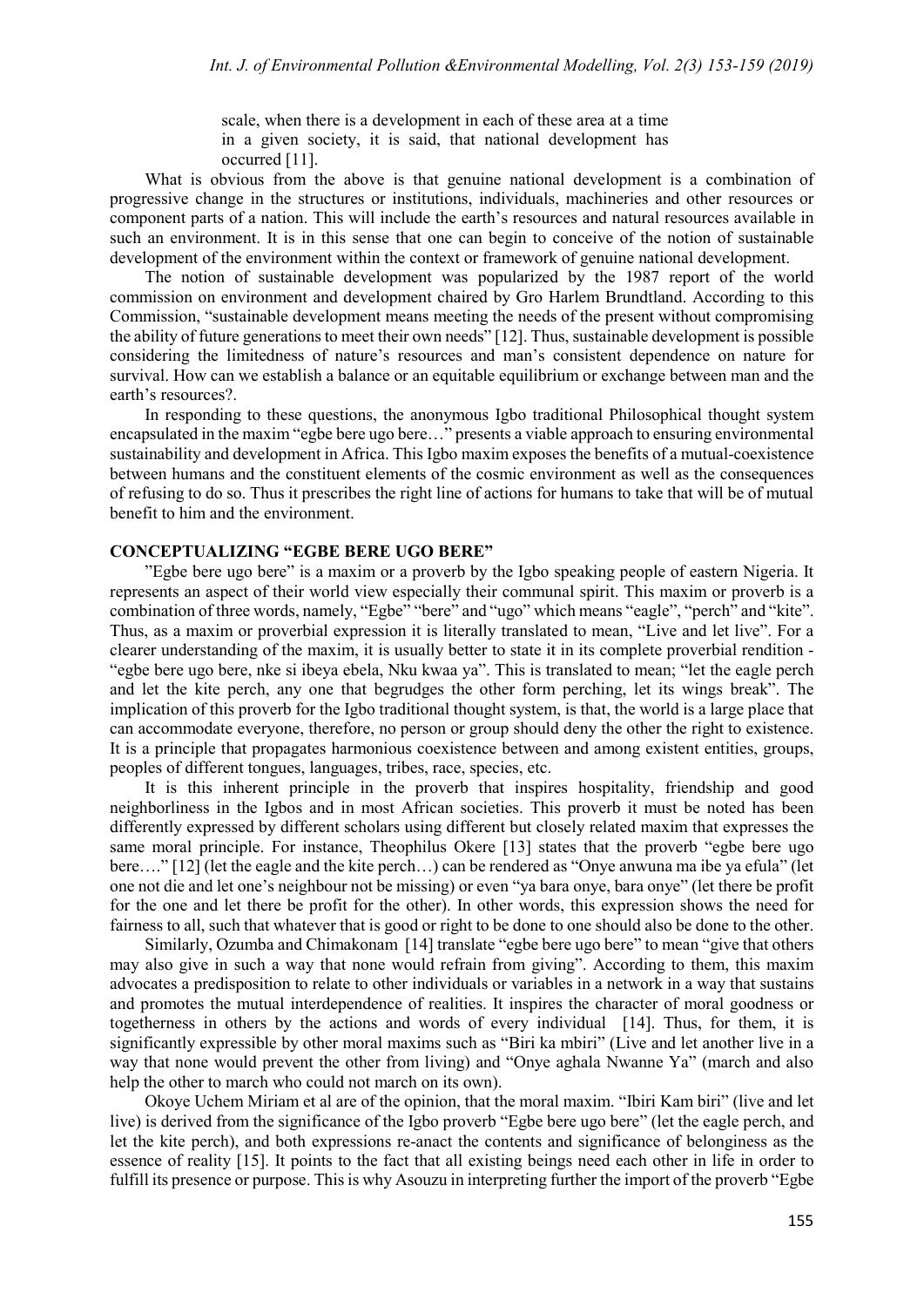scale, when there is a development in each of these area at a time in a given society, it is said, that national development has occurred [11].

What is obvious from the above is that genuine national development is a combination of progressive change in the structures or institutions, individuals, machineries and other resources or component parts of a nation. This will include the earth's resources and natural resources available in such an environment. It is in this sense that one can begin to conceive of the notion of sustainable development of the environment within the context or framework of genuine national development.

The notion of sustainable development was popularized by the 1987 report of the world commission on environment and development chaired by Gro Harlem Brundtland. According to this Commission, "sustainable development means meeting the needs of the present without compromising the ability of future generations to meet their own needs" [12]. Thus, sustainable development is possible considering the limitedness of nature's resources and man's consistent dependence on nature for survival. How can we establish a balance or an equitable equilibrium or exchange between man and the earth's resources?.

In responding to these questions, the anonymous Igbo traditional Philosophical thought system encapsulated in the maxim "egbe bere ugo bere…" presents a viable approach to ensuring environmental sustainability and development in Africa. This Igbo maxim exposes the benefits of a mutual-coexistence between humans and the constituent elements of the cosmic environment as well as the consequences of refusing to do so. Thus it prescribes the right line of actions for humans to take that will be of mutual benefit to him and the environment.

## CONCEPTUALIZING "EGBE BERE UGO BERE"

"Egbe bere ugo bere" is a maxim or a proverb by the Igbo speaking people of eastern Nigeria. It represents an aspect of their world view especially their communal spirit. This maxim or proverb is a combination of three words, namely, "Egbe" "bere" and "ugo" which means "eagle", "perch" and "kite". Thus, as a maxim or proverbial expression it is literally translated to mean, "Live and let live". For a clearer understanding of the maxim, it is usually better to state it in its complete proverbial rendition - "egbe bere ugo bere, nke si ibeya ebela, Nku kwaa ya". This is translated to mean; "let the eagle perch and let the kite perch, any one that begrudges the other form perching, let its wings break". The implication of this proverb for the Igbo traditional thought system, is that, the world is a large place that can accommodate everyone, therefore, no person or group should deny the other the right to existence. It is a principle that propagates harmonious coexistence between and among existent entities, groups, peoples of different tongues, languages, tribes, race, species, etc.

It is this inherent principle in the proverb that inspires hospitality, friendship and good neighborliness in the Igbos and in most African societies. This proverb it must be noted has been differently expressed by different scholars using different but closely related maxim that expresses the same moral principle. For instance, Theophilus Okere [13] states that the proverb "egbe bere ugo bere…." [12] (let the eagle and the kite perch…) can be rendered as "Onye anwuna ma ibe ya efula" (let one not die and let one's neighbour not be missing) or even "ya bara onye, bara onye" (let there be profit for the one and let there be profit for the other). In other words, this expression shows the need for fairness to all, such that whatever that is good or right to be done to one should also be done to the other.

Similarly, Ozumba and Chimakonam [14] translate "egbe bere ugo bere" to mean "give that others may also give in such a way that none would refrain from giving". According to them, this maxim advocates a predisposition to relate to other individuals or variables in a network in a way that sustains and promotes the mutual interdependence of realities. It inspires the character of moral goodness or togetherness in others by the actions and words of every individual [14]. Thus, for them, it is significantly expressible by other moral maxims such as "Biri ka mbiri" (Live and let another live in a way that none would prevent the other from living) and "Onye aghala Nwanne Ya" (march and also help the other to march who could not march on its own).

Okoye Uchem Miriam et al are of the opinion, that the moral maxim. "Ibiri Kam biri" (live and let live) is derived from the significance of the Igbo proverb "Egbe bere ugo bere" (let the eagle perch, and let the kite perch), and both expressions re-anact the contents and significance of belonginess as the essence of reality [15]. It points to the fact that all existing beings need each other in life in order to fulfill its presence or purpose. This is why Asouzu in interpreting further the import of the proverb "Egbe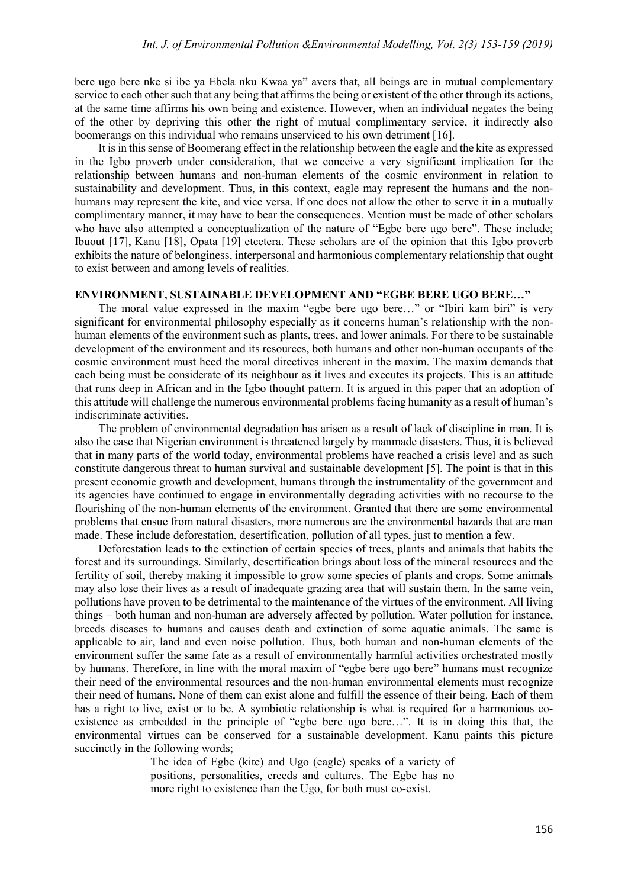bere ugo bere nke si ibe ya Ebela nku Kwaa ya" avers that, all beings are in mutual complementary service to each other such that any being that affirms the being or existent of the other through its actions, at the same time affirms his own being and existence. However, when an individual negates the being of the other by depriving this other the right of mutual complimentary service, it indirectly also boomerangs on this individual who remains unserviced to his own detriment [16].

It is in this sense of Boomerang effect in the relationship between the eagle and the kite as expressed in the Igbo proverb under consideration, that we conceive a very significant implication for the relationship between humans and non-human elements of the cosmic environment in relation to sustainability and development. Thus, in this context, eagle may represent the humans and the non-humans may represent the kite, and vice versa. If one does not allow the other to serve it in a mutually complimentary manner, it may have to bear the consequences. Mention must be made of other scholars who have also attempted a conceptualization of the nature of "Egbe bere ugo bere". These include; Ibuout [17], Kanu [18], Opata [19] etcetera. These scholars are of the opinion that this Igbo proverb exhibits the nature of belonginess, interpersonal and harmonious complementary relationship that ought to exist between and among levels of realities.

## ENVIRONMENT, SUSTAINABLE DEVELOPMENT AND "EGBE BERE UGO BERE…"

The moral value expressed in the maxim "egbe bere ugo bere…" or "Ibiri kam biri" is very significant for environmental philosophy especially as it concerns human's relationship with the non-human elements of the environment such as plants, trees, and lower animals. For there to be sustainable development of the environment and its resources, both humans and other non-human occupants of the cosmic environment must heed the moral directives inherent in the maxim. The maxim demands that each being must be considerate of its neighbour as it lives and executes its projects. This is an attitude that runs deep in African and in the Igbo thought pattern. It is argued in this paper that an adoption of this attitude will challenge the numerous environmental problems facing humanity as a result of human's indiscriminate activities.

The problem of environmental degradation has arisen as a result of lack of discipline in man. It is also the case that Nigerian environment is threatened largely by manmade disasters. Thus, it is believed that in many parts of the world today, environmental problems have reached a crisis level and as such constitute dangerous threat to human survival and sustainable development [5]. The point is that in this present economic growth and development, humans through the instrumentality of the government and its agencies have continued to engage in environmentally degrading activities with no recourse to the flourishing of the non-human elements of the environment. Granted that there are some environmental problems that ensue from natural disasters, more numerous are the environmental hazards that are man made. These include deforestation, desertification, pollution of all types, just to mention a few.

Deforestation leads to the extinction of certain species of trees, plants and animals that habits the forest and its surroundings. Similarly, desertification brings about loss of the mineral resources and the fertility of soil, thereby making it impossible to grow some species of plants and crops. Some animals may also lose their lives as a result of inadequate grazing area that will sustain them. In the same vein, pollutions have proven to be detrimental to the maintenance of the virtues of the environment. All living things – both human and non-human are adversely affected by pollution. Water pollution for instance, breeds diseases to humans and causes death and extinction of some aquatic animals. The same is applicable to air, land and even noise pollution. Thus, both human and non-human elements of the environment suffer the same fate as a result of environmentally harmful activities orchestrated mostly by humans. Therefore, in line with the moral maxim of "egbe bere ugo bere" humans must recognize their need of the environmental resources and the non-human environmental elements must recognize their need of humans. None of them can exist alone and fulfill the essence of their being. Each of them has a right to live, exist or to be. A symbiotic relationship is what is required for a harmonious co-existence as embedded in the principle of "egbe bere ugo bere…". It is in doing this that, the environmental virtues can be conserved for a sustainable development. Kanu paints this picture succinctly in the following words;

> The idea of Egbe (kite) and Ugo (eagle) speaks of a variety of positions, personalities, creeds and cultures. The Egbe has no more right to existence than the Ugo, for both must co-exist.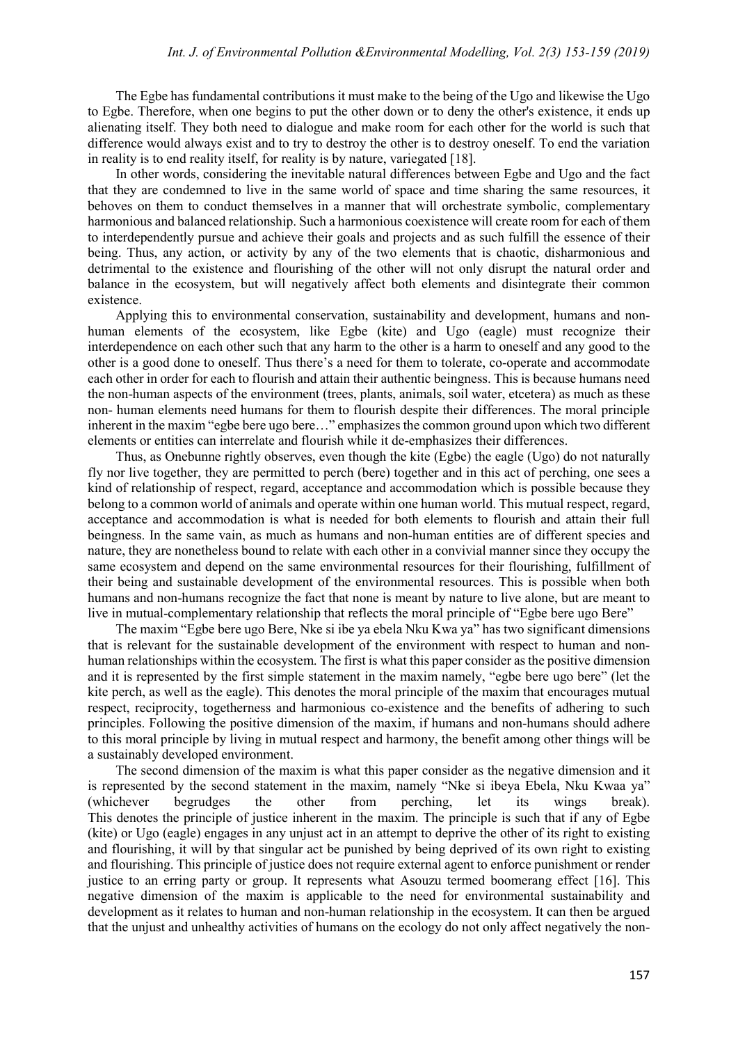The Egbe has fundamental contributions it must make to the being of the Ugo and likewise the Ugo to Egbe. Therefore, when one begins to put the other down or to deny the other's existence, it ends up alienating itself. They both need to dialogue and make room for each other for the world is such that difference would always exist and to try to destroy the other is to destroy oneself. To end the variation in reality is to end reality itself, for reality is by nature, variegated [18].

In other words, considering the inevitable natural differences between Egbe and Ugo and the fact that they are condemned to live in the same world of space and time sharing the same resources, it behoves on them to conduct themselves in a manner that will orchestrate symbolic, complementary harmonious and balanced relationship. Such a harmonious coexistence will create room for each of them to interdependently pursue and achieve their goals and projects and as such fulfill the essence of their being. Thus, any action, or activity by any of the two elements that is chaotic, disharmonious and detrimental to the existence and flourishing of the other will not only disrupt the natural order and balance in the ecosystem, but will negatively affect both elements and disintegrate their common existence.

Applying this to environmental conservation, sustainability and development, humans and non-human elements of the ecosystem, like Egbe (kite) and Ugo (eagle) must recognize their interdependence on each other such that any harm to the other is a harm to oneself and any good to the other is a good done to oneself. Thus there's a need for them to tolerate, co-operate and accommodate each other in order for each to flourish and attain their authentic beingness. This is because humans need the non-human aspects of the environment (trees, plants, animals, soil water, etcetera) as much as these non- human elements need humans for them to flourish despite their differences. The moral principle inherent in the maxim "egbe bere ugo bere…" emphasizes the common ground upon which two different elements or entities can interrelate and flourish while it de-emphasizes their differences.

Thus, as Onebunne rightly observes, even though the kite (Egbe) the eagle (Ugo) do not naturally fly nor live together, they are permitted to perch (bere) together and in this act of perching, one sees a kind of relationship of respect, regard, acceptance and accommodation which is possible because they belong to a common world of animals and operate within one human world. This mutual respect, regard, acceptance and accommodation is what is needed for both elements to flourish and attain their full beingness. In the same vain, as much as humans and non-human entities are of different species and nature, they are nonetheless bound to relate with each other in a convivial manner since they occupy the same ecosystem and depend on the same environmental resources for their flourishing, fulfillment of their being and sustainable development of the environmental resources. This is possible when both humans and non-humans recognize the fact that none is meant by nature to live alone, but are meant to live in mutual-complementary relationship that reflects the moral principle of "Egbe bere ugo Bere"

The maxim "Egbe bere ugo Bere, Nke si ibe ya ebela Nku Kwa ya" has two significant dimensions that is relevant for the sustainable development of the environment with respect to human and non-human relationships within the ecosystem. The first is what this paper consider as the positive dimension and it is represented by the first simple statement in the maxim namely, "egbe bere ugo bere" (let the kite perch, as well as the eagle). This denotes the moral principle of the maxim that encourages mutual respect, reciprocity, togetherness and harmonious co-existence and the benefits of adhering to such principles. Following the positive dimension of the maxim, if humans and non-humans should adhere to this moral principle by living in mutual respect and harmony, the benefit among other things will be a sustainably developed environment.

The second dimension of the maxim is what this paper consider as the negative dimension and it is represented by the second statement in the maxim, namely "Nke si ibeya Ebela, Nku Kwaa ya" (whichever begrudges the other from perching, let its wings break). This denotes the principle of justice inherent in the maxim. The principle is such that if any of Egbe (kite) or Ugo (eagle) engages in any unjust act in an attempt to deprive the other of its right to existing and flourishing, it will by that singular act be punished by being deprived of its own right to existing and flourishing. This principle of justice does not require external agent to enforce punishment or render justice to an erring party or group. It represents what Asouzu termed boomerang effect [16]. This negative dimension of the maxim is applicable to the need for environmental sustainability and development as it relates to human and non-human relationship in the ecosystem. It can then be argued that the unjust and unhealthy activities of humans on the ecology do not only affect negatively the non-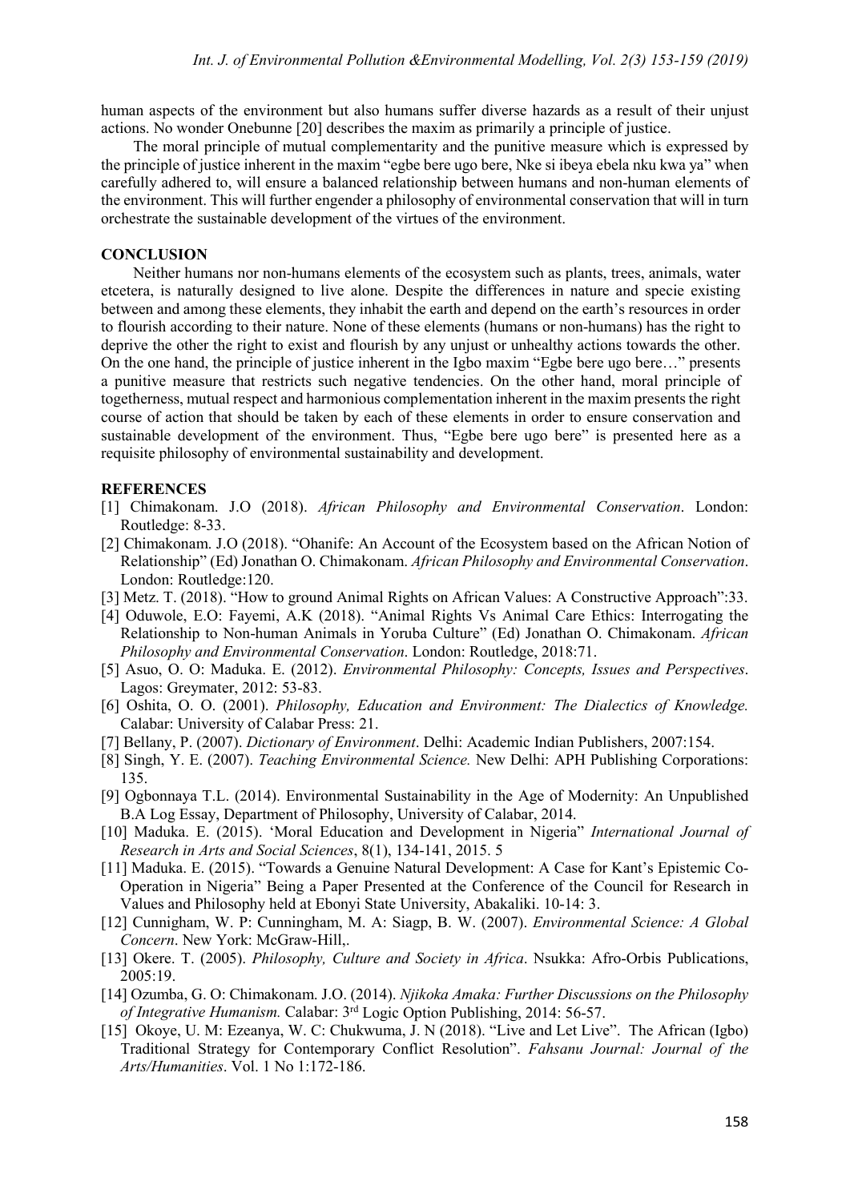human aspects of the environment but also humans suffer diverse hazards as a result of their unjust actions. No wonder Onebunne [20] describes the maxim as primarily a principle of justice.

The moral principle of mutual complementarity and the punitive measure which is expressed by the principle of justice inherent in the maxim "egbe bere ugo bere, Nke si ibeya ebela nku kwa ya" when carefully adhered to, will ensure a balanced relationship between humans and non-human elements of the environment. This will further engender a philosophy of environmental conservation that will in turn orchestrate the sustainable development of the virtues of the environment.

## CONCLUSION

Neither humans nor non-humans elements of the ecosystem such as plants, trees, animals, water etcetera, is naturally designed to live alone. Despite the differences in nature and specie existing between and among these elements, they inhabit the earth and depend on the earth's resources in order to flourish according to their nature. None of these elements (humans or non-humans) has the right to deprive the other the right to exist and flourish by any unjust or unhealthy actions towards the other. On the one hand, the principle of justice inherent in the Igbo maxim "Egbe bere ugo bere…" presents a punitive measure that restricts such negative tendencies. On the other hand, moral principle of togetherness, mutual respect and harmonious complementation inherent in the maxim presents the right course of action that should be taken by each of these elements in order to ensure conservation and sustainable development of the environment. Thus, "Egbe bere ugo bere" is presented here as a requisite philosophy of environmental sustainability and development.

## REFERENCES

[1] Chimakonam. J.O (2018). *African Philosophy and Environmental Conservation*. London: Routledge: 8-33.

[2] Chimakonam. J.O (2018). "Ohanife: An Account of the Ecosystem based on the African Notion of Relationship" (Ed) Jonathan O. Chimakonam. *African Philosophy and Environmental Conservation*. London: Routledge:120.

[3] Metz. T. (2018). "How to ground Animal Rights on African Values: A Constructive Approach":33.

[4] Oduwole, E.O: Fayemi, A.K (2018). "Animal Rights Vs Animal Care Ethics: Interrogating the Relationship to Non-human Animals in Yoruba Culture" (Ed) Jonathan O. Chimakonam. *African Philosophy and Environmental Conservation*. London: Routledge, 2018:71.

[5] Asuo, O. O: Maduka. E. (2012). *Environmental Philosophy: Concepts, Issues and Perspectives*. Lagos: Greymater, 2012: 53-83.

[6] Oshita, O. O. (2001). *Philosophy, Education and Environment: The Dialectics of Knowledge.* Calabar: University of Calabar Press: 21.

[7] Bellany, P. (2007). *Dictionary of Environment*. Delhi: Academic Indian Publishers, 2007:154.

[8] Singh, Y. E. (2007). *Teaching Environmental Science.* New Delhi: APH Publishing Corporations: 135.

[9] Ogbonnaya T.L. (2014). Environmental Sustainability in the Age of Modernity: An Unpublished B.A Log Essay, Department of Philosophy, University of Calabar, 2014.

[10] Maduka. E. (2015). 'Moral Education and Development in Nigeria" *International Journal of Research in Arts and Social Sciences*, 8(1), 134-141, 2015. 5

[11] Maduka. E. (2015). "Towards a Genuine Natural Development: A Case for Kant's Epistemic Co-Operation in Nigeria" Being a Paper Presented at the Conference of the Council for Research in Values and Philosophy held at Ebonyi State University, Abakaliki. 10-14: 3.

[12] Cunnigham, W. P: Cunningham, M. A: Siagp, B. W. (2007). *Environmental Science: A Global Concern*. New York: McGraw-Hill,.

[13] Okere. T. (2005). *Philosophy, Culture and Society in Africa*. Nsukka: Afro-Orbis Publications, 2005:19.

[14] Ozumba, G. O: Chimakonam. J.O. (2014). *Njikoka Amaka: Further Discussions on the Philosophy of Integrative Humanism.* Calabar: 3rd Logic Option Publishing, 2014: 56-57.

[15] Okoye, U. M: Ezeanya, W. C: Chukwuma, J. N (2018). "Live and Let Live". The African (Igbo) Traditional Strategy for Contemporary Conflict Resolution". *Fahsanu Journal: Journal of the Arts/Humanities*. Vol. 1 No 1:172-186.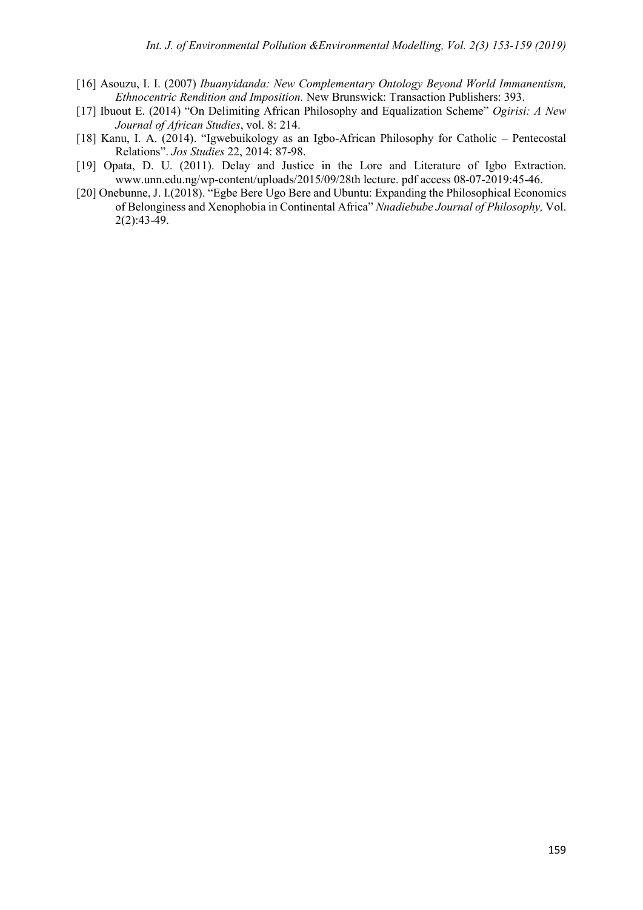[16] Asouzu, I. I. (2007) *Ibuanyidanda: New Complementary Ontology Beyond World Immanentism, Ethnocentric Rendition and Imposition.* New Brunswick: Transaction Publishers: 393.

[17] Ibuout E. (2014) "On Delimiting African Philosophy and Equalization Scheme" *Ogirisi: A New Journal of African Studies*, vol. 8: 214.

[18] Kanu, I. A. (2014). "Igwebuikology as an Igbo-African Philosophy for Catholic – Pentecostal Relations". *Jos Studies* 22, 2014: 87-98.

[19] Opata, D. U. (2011). Delay and Justice in the Lore and Literature of Igbo Extraction. www.unn.edu.ng/wp-content/uploads/2015/09/28th lecture. pdf access 08-07-2019:45-46.

[20] Onebunne, J. I.(2018). "Egbe Bere Ugo Bere and Ubuntu: Expanding the Philosophical Economics of Belonginess and Xenophobia in Continental Africa" *Nnadiebube Journal of Philosophy,* Vol. 2(2):43-49.